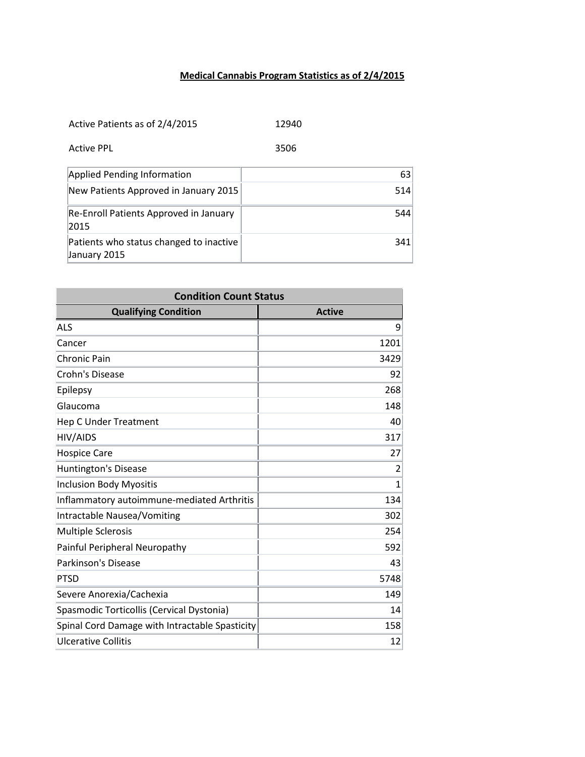# Medical Cannabis Program Statistics as of 2/4/2015

Active Patients as of 2/4/2015 12940

Active PPL 3506

| | |
|---|---|
| Applied Pending Information | 63 |
| New Patients Approved in January 2015 | 514 |
| Re-Enroll Patients Approved in January 2015 | 544 |
| Patients who status changed to inactive January 2015 | 341 |

| Condition Count Status | |
|---|---|
| **Qualifying Condition** | **Active** |
| ALS | 9 |
| Cancer | 1201 |
| Chronic Pain | 3429 |
| Crohn's Disease | 92 |
| Epilepsy | 268 |
| Glaucoma | 148 |
| Hep C Under Treatment | 40 |
| HIV/AIDS | 317 |
| Hospice Care | 27 |
| Huntington's Disease | 2 |
| Inclusion Body Myositis | 1 |
| Inflammatory autoimmune-mediated Arthritis | 134 |
| Intractable Nausea/Vomiting | 302 |
| Multiple Sclerosis | 254 |
| Painful Peripheral Neuropathy | 592 |
| Parkinson's Disease | 43 |
| PTSD | 5748 |
| Severe Anorexia/Cachexia | 149 |
| Spasmodic Torticollis (Cervical Dystonia) | 14 |
| Spinal Cord Damage with Intractable Spasticity | 158 |
| Ulcerative Collitis | 12 |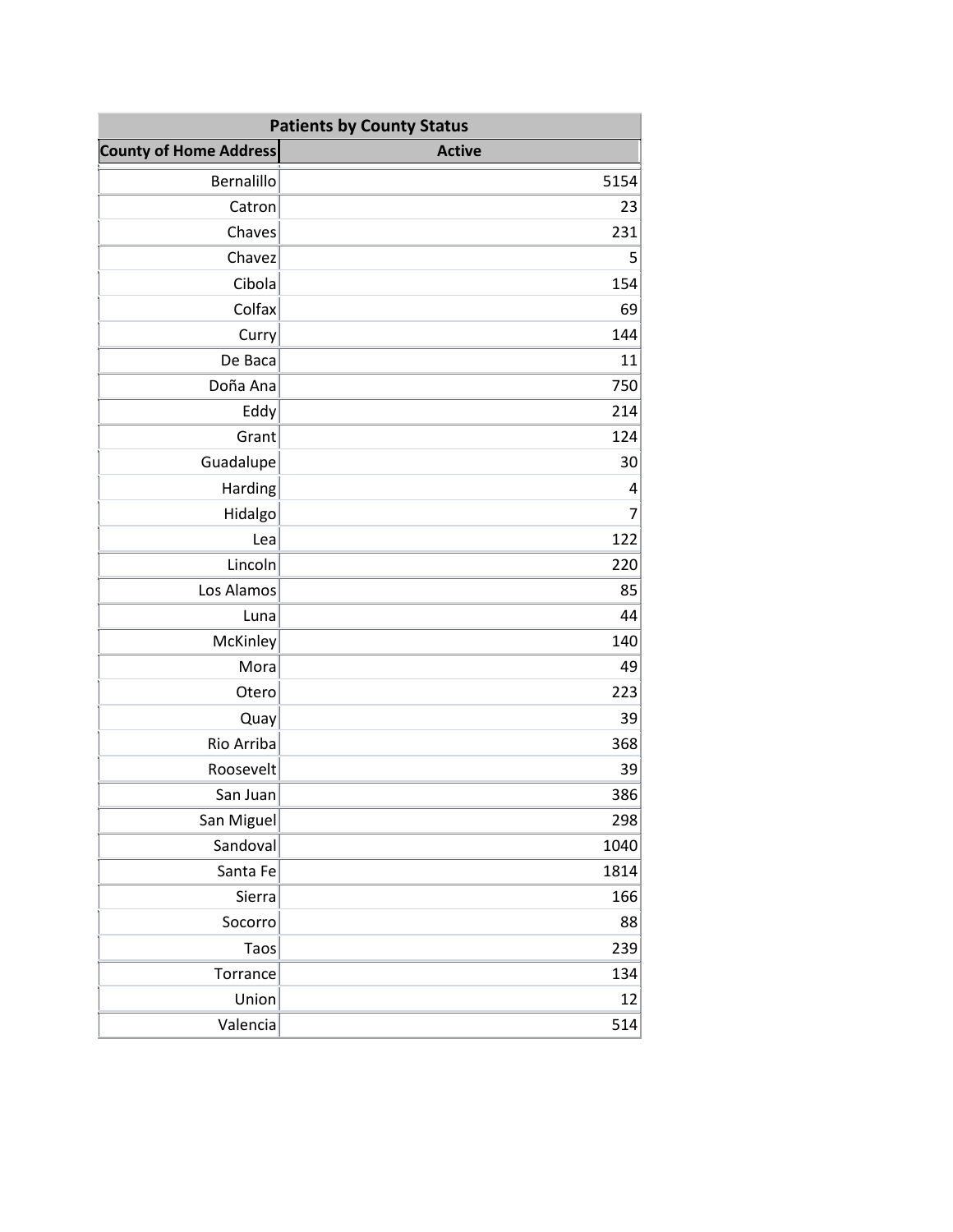| Patients by County Status | |
|---|---|
| **County of Home Address** | **Active** |
| Bernalillo | 5154 |
| Catron | 23 |
| Chaves | 231 |
| Chavez | 5 |
| Cibola | 154 |
| Colfax | 69 |
| Curry | 144 |
| De Baca | 11 |
| Doña Ana | 750 |
| Eddy | 214 |
| Grant | 124 |
| Guadalupe | 30 |
| Harding | 4 |
| Hidalgo | 7 |
| Lea | 122 |
| Lincoln | 220 |
| Los Alamos | 85 |
| Luna | 44 |
| McKinley | 140 |
| Mora | 49 |
| Otero | 223 |
| Quay | 39 |
| Rio Arriba | 368 |
| Roosevelt | 39 |
| San Juan | 386 |
| San Miguel | 298 |
| Sandoval | 1040 |
| Santa Fe | 1814 |
| Sierra | 166 |
| Socorro | 88 |
| Taos | 239 |
| Torrance | 134 |
| Union | 12 |
| Valencia | 514 |